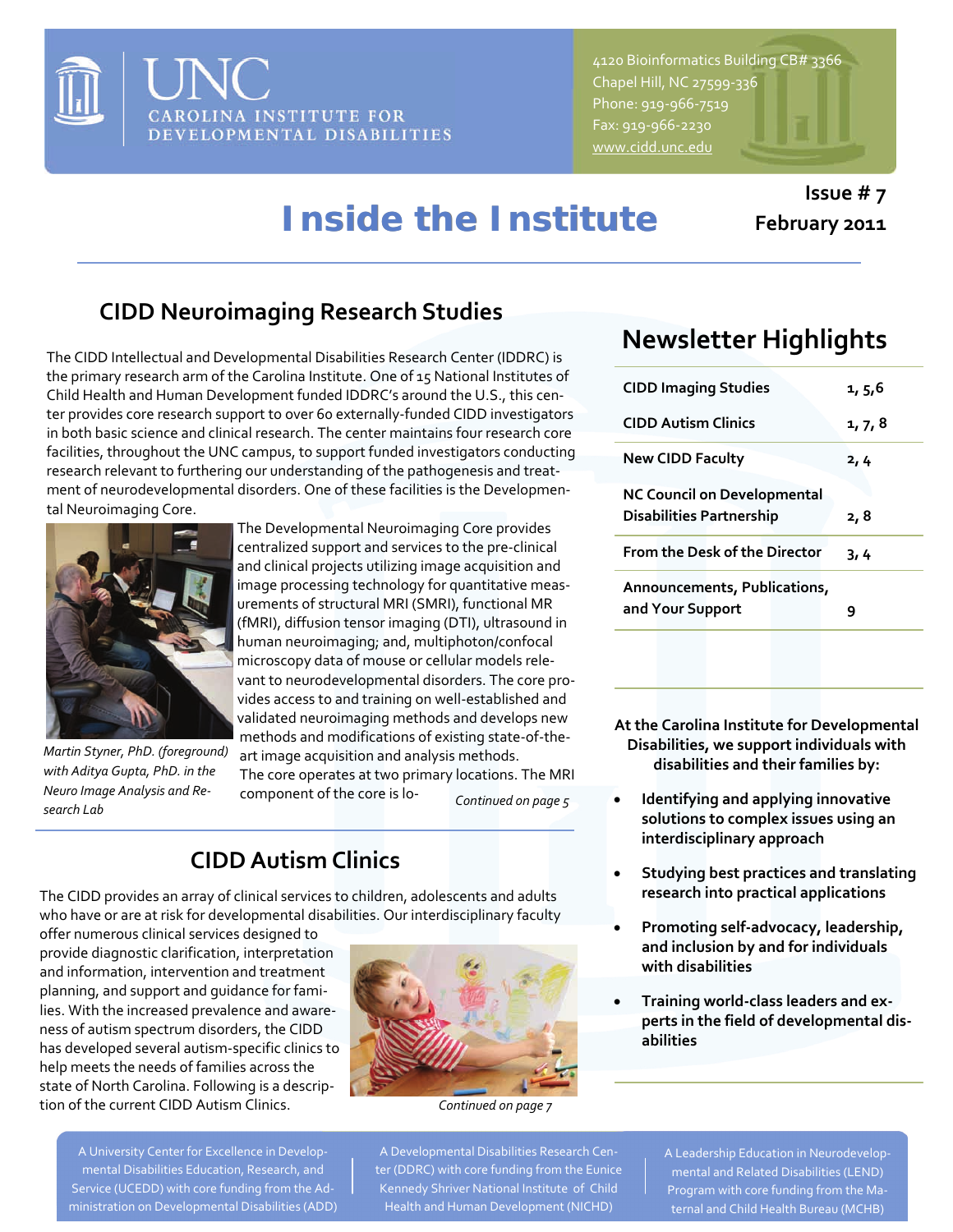# UNC CAROLINA INSTITUTE FOR DEVELOPMENTAL DISABILITIES

4120 Bioinformatics Building CB# 3366
Chapel Hill, NC 27599-336
Phone: 919-966-7519
Fax: 919-966-2230
www.cidd.unc.edu

# Inside the Institute

**Issue # 7**
**February 2011**

## CIDD Neuroimaging Research Studies

The CIDD Intellectual and Developmental Disabilities Research Center (IDDRC) is the primary research arm of the Carolina Institute. One of 15 National Institutes of Child Health and Human Development funded IDDRC's around the U.S., this center provides core research support to over 60 externally-funded CIDD investigators in both basic science and clinical research. The center maintains four research core facilities, throughout the UNC campus, to support funded investigators conducting research relevant to furthering our understanding of the pathogenesis and treatment of neurodevelopmental disorders. One of these facilities is the Developmental Neuroimaging Core.

*Martin Styner, PhD. (foreground) with Aditya Gupta, PhD. in the Neuro Image Analysis and Research Lab*

The Developmental Neuroimaging Core provides centralized support and services to the pre-clinical and clinical projects utilizing image acquisition and image processing technology for quantitative measurements of structural MRI (SMRI), functional MR (fMRI), diffusion tensor imaging (DTI), ultrasound in human neuroimaging; and, multiphoton/confocal microscopy data of mouse or cellular models relevant to neurodevelopmental disorders. The core provides access to and training on well-established and validated neuroimaging methods and develops new methods and modifications of existing state-of-the-art image acquisition and analysis methods.
The core operates at two primary locations. The MRI component of the core is lo- *Continued on page 5*

## CIDD Autism Clinics

The CIDD provides an array of clinical services to children, adolescents and adults who have or are at risk for developmental disabilities. Our interdisciplinary faculty offer numerous clinical services designed to provide diagnostic clarification, interpretation and information, intervention and treatment planning, and support and guidance for families. With the increased prevalence and awareness of autism spectrum disorders, the CIDD has developed several autism-specific clinics to help meets the needs of families across the state of North Carolina. Following is a description of the current CIDD Autism Clinics.

*Continued on page 7*

## Newsletter Highlights

| | |
|---|---|
| CIDD Imaging Studies | 1, 5,6 |
| CIDD Autism Clinics | 1, 7, 8 |
| New CIDD Faculty | 2, 4 |
| NC Council on Developmental Disabilities Partnership | 2, 8 |
| From the Desk of the Director | 3, 4 |
| Announcements, Publications, and Your Support | 9 |

**At the Carolina Institute for Developmental Disabilities, we support individuals with disabilities and their families by:**

- **Identifying and applying innovative solutions to complex issues using an interdisciplinary approach**
- **Studying best practices and translating research into practical applications**
- **Promoting self-advocacy, leadership, and inclusion by and for individuals with disabilities**
- **Training world-class leaders and experts in the field of developmental disabilities**

A University Center for Excellence in Developmental Disabilities Education, Research, and Service (UCEDD) with core funding from the Administration on Developmental Disabilities (ADD)

A Developmental Disabilities Research Center (DDRC) with core funding from the Eunice Kennedy Shriver National Institute of Child Health and Human Development (NICHD)

A Leadership Education in Neurodevelopmental and Related Disabilities (LEND) Program with core funding from the Maternal and Child Health Bureau (MCHB)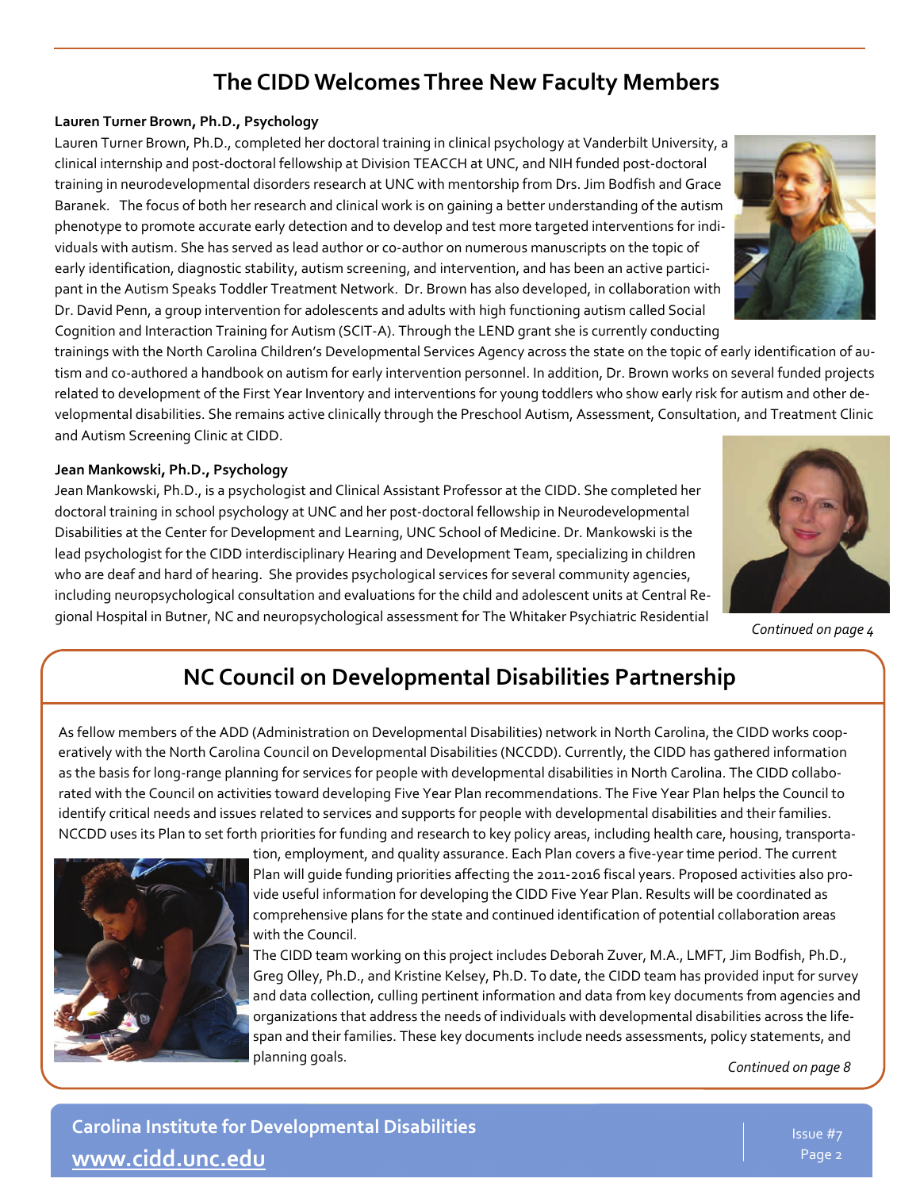## The CIDD Welcomes Three New Faculty Members

**Lauren Turner Brown, Ph.D., Psychology**

Lauren Turner Brown, Ph.D., completed her doctoral training in clinical psychology at Vanderbilt University, a clinical internship and post-doctoral fellowship at Division TEACCH at UNC, and NIH funded post-doctoral training in neurodevelopmental disorders research at UNC with mentorship from Drs. Jim Bodfish and Grace Baranek. The focus of both her research and clinical work is on gaining a better understanding of the autism phenotype to promote accurate early detection and to develop and test more targeted interventions for individuals with autism. She has served as lead author or co-author on numerous manuscripts on the topic of early identification, diagnostic stability, autism screening, and intervention, and has been an active participant in the Autism Speaks Toddler Treatment Network. Dr. Brown has also developed, in collaboration with Dr. David Penn, a group intervention for adolescents and adults with high functioning autism called Social Cognition and Interaction Training for Autism (SCIT-A). Through the LEND grant she is currently conducting trainings with the North Carolina Children's Developmental Services Agency across the state on the topic of early identification of autism and co-authored a handbook on autism for early intervention personnel. In addition, Dr. Brown works on several funded projects related to development of the First Year Inventory and interventions for young toddlers who show early risk for autism and other developmental disabilities. She remains active clinically through the Preschool Autism, Assessment, Consultation, and Treatment Clinic and Autism Screening Clinic at CIDD.

**Jean Mankowski, Ph.D., Psychology**

Jean Mankowski, Ph.D., is a psychologist and Clinical Assistant Professor at the CIDD. She completed her doctoral training in school psychology at UNC and her post-doctoral fellowship in Neurodevelopmental Disabilities at the Center for Development and Learning, UNC School of Medicine. Dr. Mankowski is the lead psychologist for the CIDD interdisciplinary Hearing and Development Team, specializing in children who are deaf and hard of hearing. She provides psychological services for several community agencies, including neuropsychological consultation and evaluations for the child and adolescent units at Central Regional Hospital in Butner, NC and neuropsychological assessment for The Whitaker Psychiatric Residential

*Continued on page 4*

## NC Council on Developmental Disabilities Partnership

As fellow members of the ADD (Administration on Developmental Disabilities) network in North Carolina, the CIDD works cooperatively with the North Carolina Council on Developmental Disabilities (NCCDD). Currently, the CIDD has gathered information as the basis for long-range planning for services for people with developmental disabilities in North Carolina. The CIDD collaborated with the Council on activities toward developing Five Year Plan recommendations. The Five Year Plan helps the Council to identify critical needs and issues related to services and supports for people with developmental disabilities and their families. NCCDD uses its Plan to set forth priorities for funding and research to key policy areas, including health care, housing, transportation, employment, and quality assurance. Each Plan covers a five-year time period. The current Plan will guide funding priorities affecting the 2011-2016 fiscal years. Proposed activities also provide useful information for developing the CIDD Five Year Plan. Results will be coordinated as comprehensive plans for the state and continued identification of potential collaboration areas with the Council.

The CIDD team working on this project includes Deborah Zuver, M.A., LMFT, Jim Bodfish, Ph.D., Greg Olley, Ph.D., and Kristine Kelsey, Ph.D. To date, the CIDD team has provided input for survey and data collection, culling pertinent information and data from key documents from agencies and organizations that address the needs of individuals with developmental disabilities across the lifespan and their families. These key documents include needs assessments, policy statements, and planning goals.

*Continued on page 8*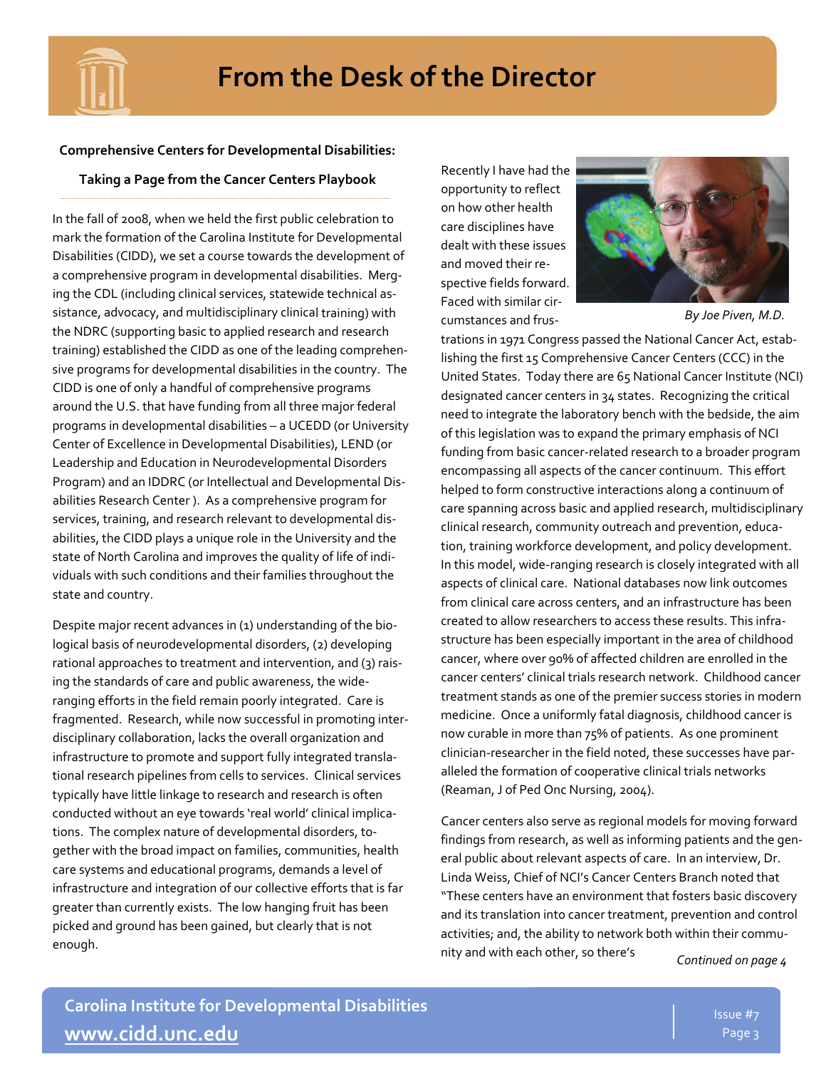# From the Desk of the Director

**Comprehensive Centers for Developmental Disabilities:**

**Taking a Page from the Cancer Centers Playbook**

In the fall of 2008, when we held the first public celebration to mark the formation of the Carolina Institute for Developmental Disabilities (CIDD), we set a course towards the development of a comprehensive program in developmental disabilities. Merging the CDL (including clinical services, statewide technical assistance, advocacy, and multidisciplinary clinical training) with the NDRC (supporting basic to applied research and research training) established the CIDD as one of the leading comprehensive programs for developmental disabilities in the country. The CIDD is one of only a handful of comprehensive programs around the U.S. that have funding from all three major federal programs in developmental disabilities – a UCEDD (or University Center of Excellence in Developmental Disabilities), LEND (or Leadership and Education in Neurodevelopmental Disorders Program) and an IDDRC (or Intellectual and Developmental Disabilities Research Center ). As a comprehensive program for services, training, and research relevant to developmental disabilities, the CIDD plays a unique role in the University and the state of North Carolina and improves the quality of life of individuals with such conditions and their families throughout the state and country.

Despite major recent advances in (1) understanding of the biological basis of neurodevelopmental disorders, (2) developing rational approaches to treatment and intervention, and (3) raising the standards of care and public awareness, the wide-ranging efforts in the field remain poorly integrated. Care is fragmented. Research, while now successful in promoting interdisciplinary collaboration, lacks the overall organization and infrastructure to promote and support fully integrated translational research pipelines from cells to services. Clinical services typically have little linkage to research and research is often conducted without an eye towards 'real world' clinical implications. The complex nature of developmental disorders, together with the broad impact on families, communities, health care systems and educational programs, demands a level of infrastructure and integration of our collective efforts that is far greater than currently exists. The low hanging fruit has been picked and ground has been gained, but clearly that is not enough.

*By Joe Piven, M.D.*

Recently I have had the opportunity to reflect on how other health care disciplines have dealt with these issues and moved their respective fields forward. Faced with similar circumstances and frustrations in 1971 Congress passed the National Cancer Act, establishing the first 15 Comprehensive Cancer Centers (CCC) in the United States. Today there are 65 National Cancer Institute (NCI) designated cancer centers in 34 states. Recognizing the critical need to integrate the laboratory bench with the bedside, the aim of this legislation was to expand the primary emphasis of NCI funding from basic cancer-related research to a broader program encompassing all aspects of the cancer continuum. This effort helped to form constructive interactions along a continuum of care spanning across basic and applied research, multidisciplinary clinical research, community outreach and prevention, education, training workforce development, and policy development. In this model, wide-ranging research is closely integrated with all aspects of clinical care. National databases now link outcomes from clinical care across centers, and an infrastructure has been created to allow researchers to access these results. This infrastructure has been especially important in the area of childhood cancer, where over 90% of affected children are enrolled in the cancer centers' clinical trials research network. Childhood cancer treatment stands as one of the premier success stories in modern medicine. Once a uniformly fatal diagnosis, childhood cancer is now curable in more than 75% of patients. As one prominent clinician-researcher in the field noted, these successes have paralleled the formation of cooperative clinical trials networks (Reaman, J of Ped Onc Nursing, 2004).

Cancer centers also serve as regional models for moving forward findings from research, as well as informing patients and the general public about relevant aspects of care. In an interview, Dr. Linda Weiss, Chief of NCI's Cancer Centers Branch noted that "These centers have an environment that fosters basic discovery and its translation into cancer treatment, prevention and control activities; and, the ability to network both within their community and with each other, so there's

*Continued on page 4*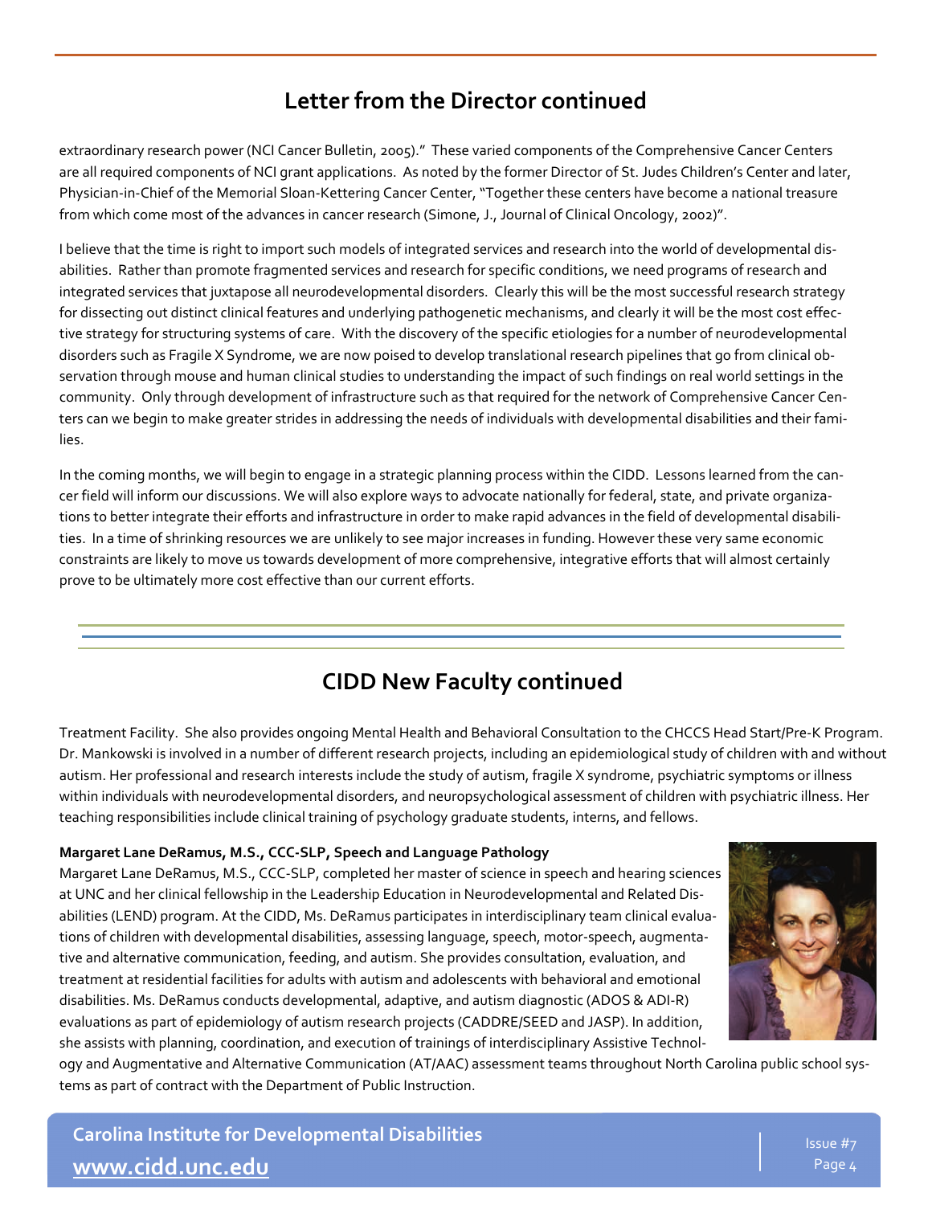## Letter from the Director continued

extraordinary research power (NCI Cancer Bulletin, 2005)." These varied components of the Comprehensive Cancer Centers are all required components of NCI grant applications. As noted by the former Director of St. Judes Children's Center and later, Physician-in-Chief of the Memorial Sloan-Kettering Cancer Center, "Together these centers have become a national treasure from which come most of the advances in cancer research (Simone, J., Journal of Clinical Oncology, 2002)".

I believe that the time is right to import such models of integrated services and research into the world of developmental disabilities. Rather than promote fragmented services and research for specific conditions, we need programs of research and integrated services that juxtapose all neurodevelopmental disorders. Clearly this will be the most successful research strategy for dissecting out distinct clinical features and underlying pathogenetic mechanisms, and clearly it will be the most cost effective strategy for structuring systems of care. With the discovery of the specific etiologies for a number of neurodevelopmental disorders such as Fragile X Syndrome, we are now poised to develop translational research pipelines that go from clinical observation through mouse and human clinical studies to understanding the impact of such findings on real world settings in the community. Only through development of infrastructure such as that required for the network of Comprehensive Cancer Centers can we begin to make greater strides in addressing the needs of individuals with developmental disabilities and their families.

In the coming months, we will begin to engage in a strategic planning process within the CIDD. Lessons learned from the cancer field will inform our discussions. We will also explore ways to advocate nationally for federal, state, and private organizations to better integrate their efforts and infrastructure in order to make rapid advances in the field of developmental disabilities. In a time of shrinking resources we are unlikely to see major increases in funding. However these very same economic constraints are likely to move us towards development of more comprehensive, integrative efforts that will almost certainly prove to be ultimately more cost effective than our current efforts.

## CIDD New Faculty continued

Treatment Facility. She also provides ongoing Mental Health and Behavioral Consultation to the CHCCS Head Start/Pre-K Program. Dr. Mankowski is involved in a number of different research projects, including an epidemiological study of children with and without autism. Her professional and research interests include the study of autism, fragile X syndrome, psychiatric symptoms or illness within individuals with neurodevelopmental disorders, and neuropsychological assessment of children with psychiatric illness. Her teaching responsibilities include clinical training of psychology graduate students, interns, and fellows.

**Margaret Lane DeRamus, M.S., CCC-SLP, Speech and Language Pathology**

Margaret Lane DeRamus, M.S., CCC-SLP, completed her master of science in speech and hearing sciences at UNC and her clinical fellowship in the Leadership Education in Neurodevelopmental and Related Disabilities (LEND) program. At the CIDD, Ms. DeRamus participates in interdisciplinary team clinical evaluations of children with developmental disabilities, assessing language, speech, motor-speech, augmentative and alternative communication, feeding, and autism. She provides consultation, evaluation, and treatment at residential facilities for adults with autism and adolescents with behavioral and emotional disabilities. Ms. DeRamus conducts developmental, adaptive, and autism diagnostic (ADOS & ADI-R) evaluations as part of epidemiology of autism research projects (CADDRE/SEED and JASP). In addition, she assists with planning, coordination, and execution of trainings of interdisciplinary Assistive Technology and Augmentative and Alternative Communication (AT/AAC) assessment teams throughout North Carolina public school systems as part of contract with the Department of Public Instruction.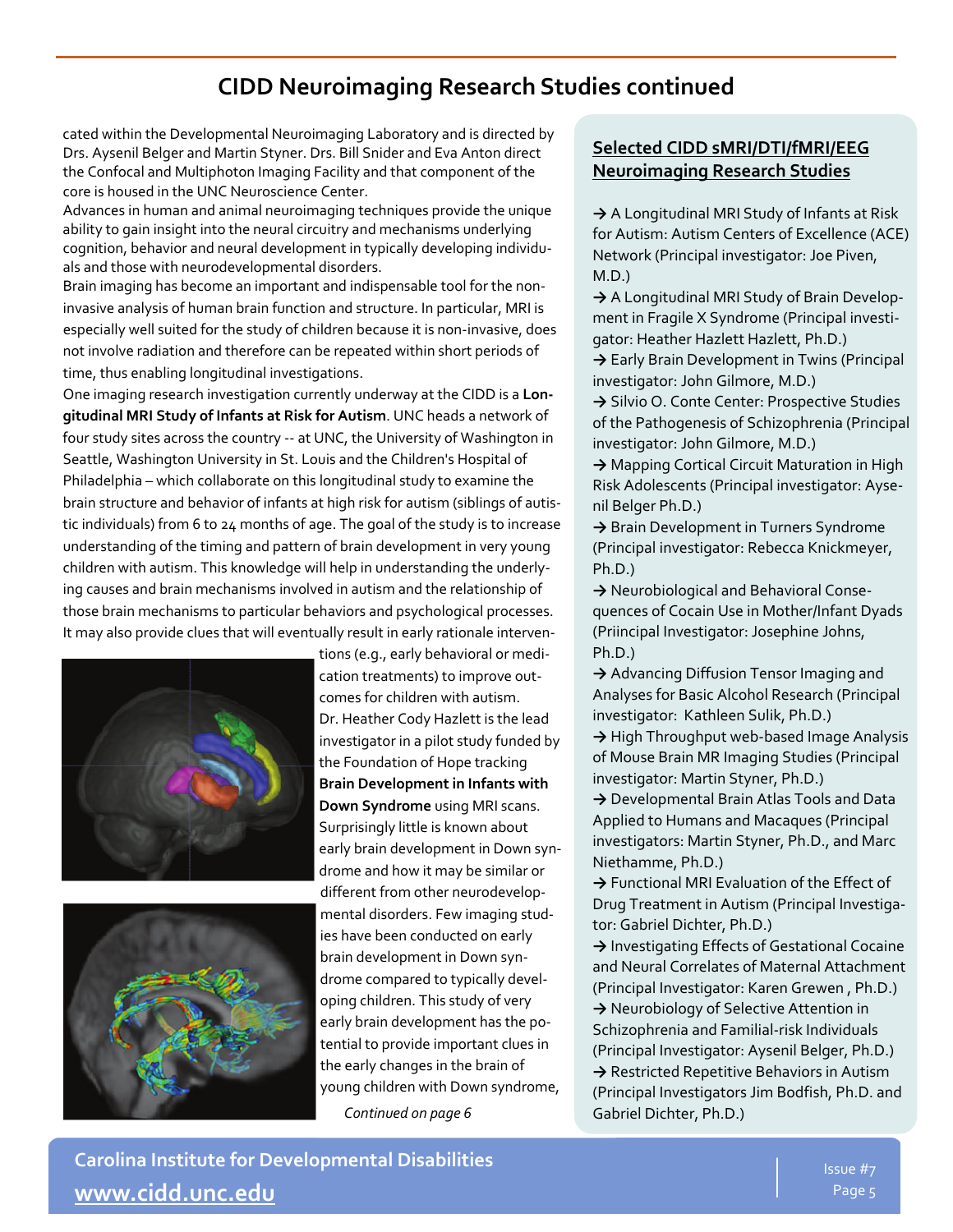## CIDD Neuroimaging Research Studies continued

cated within the Developmental Neuroimaging Laboratory and is directed by Drs. Aysenil Belger and Martin Styner. Drs. Bill Snider and Eva Anton direct the Confocal and Multiphoton Imaging Facility and that component of the core is housed in the UNC Neuroscience Center.

Advances in human and animal neuroimaging techniques provide the unique ability to gain insight into the neural circuitry and mechanisms underlying cognition, behavior and neural development in typically developing individuals and those with neurodevelopmental disorders.

Brain imaging has become an important and indispensable tool for the non-invasive analysis of human brain function and structure. In particular, MRI is especially well suited for the study of children because it is non-invasive, does not involve radiation and therefore can be repeated within short periods of time, thus enabling longitudinal investigations.

One imaging research investigation currently underway at the CIDD is a **Longitudinal MRI Study of Infants at Risk for Autism**. UNC heads a network of four study sites across the country -- at UNC, the University of Washington in Seattle, Washington University in St. Louis and the Children's Hospital of Philadelphia – which collaborate on this longitudinal study to examine the brain structure and behavior of infants at high risk for autism (siblings of autistic individuals) from 6 to 24 months of age. The goal of the study is to increase understanding of the timing and pattern of brain development in very young children with autism. This knowledge will help in understanding the underlying causes and brain mechanisms involved in autism and the relationship of those brain mechanisms to particular behaviors and psychological processes. It may also provide clues that will eventually result in early rationale interventions (e.g., early behavioral or medication treatments) to improve outcomes for children with autism.

Dr. Heather Cody Hazlett is the lead investigator in a pilot study funded by the Foundation of Hope tracking **Brain Development in Infants with Down Syndrome** using MRI scans. Surprisingly little is known about early brain development in Down syndrome and how it may be similar or different from other neurodevelopmental disorders. Few imaging studies have been conducted on early brain development in Down syndrome compared to typically developing children. This study of very early brain development has the potential to provide important clues in the early changes in the brain of young children with Down syndrome,

*Continued on page 6*

### Selected CIDD sMRI/DTI/fMRI/EEG Neuroimaging Research Studies

→ A Longitudinal MRI Study of Infants at Risk for Autism: Autism Centers of Excellence (ACE) Network (Principal investigator: Joe Piven, M.D.)

→ A Longitudinal MRI Study of Brain Development in Fragile X Syndrome (Principal investigator: Heather Hazlett Hazlett, Ph.D.)

→ Early Brain Development in Twins (Principal investigator: John Gilmore, M.D.)

→ Silvio O. Conte Center: Prospective Studies of the Pathogenesis of Schizophrenia (Principal investigator: John Gilmore, M.D.)

→ Mapping Cortical Circuit Maturation in High Risk Adolescents (Principal investigator: Aysenil Belger Ph.D.)

→ Brain Development in Turners Syndrome (Principal investigator: Rebecca Knickmeyer, Ph.D.)

→ Neurobiological and Behavioral Consequences of Cocain Use in Mother/Infant Dyads (Priincipal Investigator: Josephine Johns, Ph.D.)

→ Advancing Diffusion Tensor Imaging and Analyses for Basic Alcohol Research (Principal investigator: Kathleen Sulik, Ph.D.)

→ High Throughput web-based Image Analysis of Mouse Brain MR Imaging Studies (Principal investigator: Martin Styner, Ph.D.)

→ Developmental Brain Atlas Tools and Data Applied to Humans and Macaques (Principal investigators: Martin Styner, Ph.D., and Marc Niethamme, Ph.D.)

→ Functional MRI Evaluation of the Effect of Drug Treatment in Autism (Principal Investigator: Gabriel Dichter, Ph.D.)

→ Investigating Effects of Gestational Cocaine and Neural Correlates of Maternal Attachment (Principal Investigator: Karen Grewen , Ph.D.)

→ Neurobiology of Selective Attention in Schizophrenia and Familial-risk Individuals (Principal Investigator: Aysenil Belger, Ph.D.)

→ Restricted Repetitive Behaviors in Autism (Principal Investigators Jim Bodfish, Ph.D. and Gabriel Dichter, Ph.D.)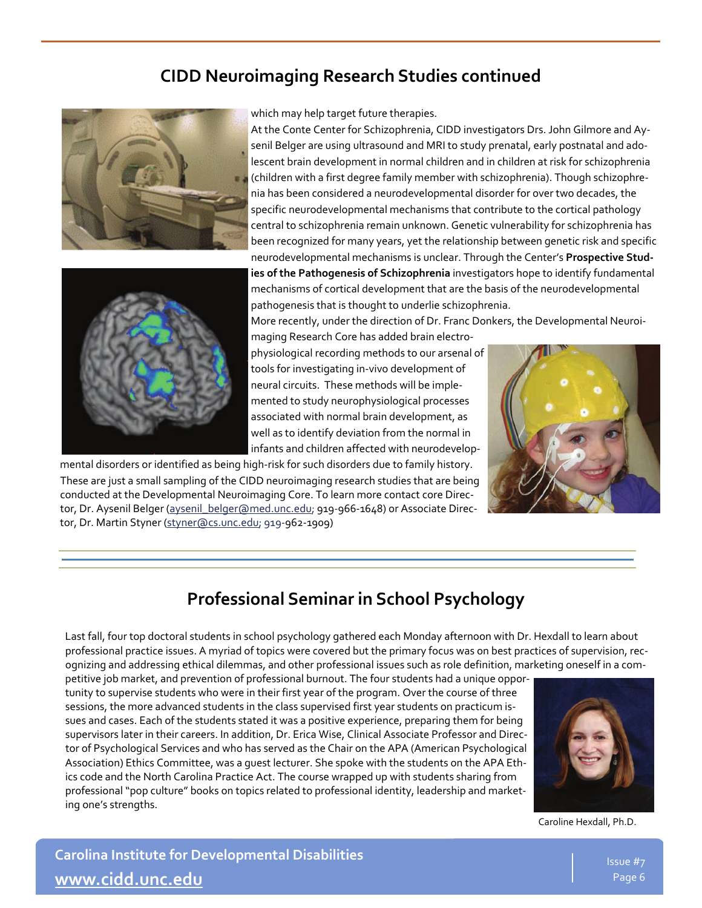## CIDD Neuroimaging Research Studies continued

which may help target future therapies.

At the Conte Center for Schizophrenia, CIDD investigators Drs. John Gilmore and Aysenil Belger are using ultrasound and MRI to study prenatal, early postnatal and adolescent brain development in normal children and in children at risk for schizophrenia (children with a first degree family member with schizophrenia). Though schizophrenia has been considered a neurodevelopmental disorder for over two decades, the specific neurodevelopmental mechanisms that contribute to the cortical pathology central to schizophrenia remain unknown. Genetic vulnerability for schizophrenia has been recognized for many years, yet the relationship between genetic risk and specific neurodevelopmental mechanisms is unclear. Through the Center's **Prospective Studies of the Pathogenesis of Schizophrenia** investigators hope to identify fundamental mechanisms of cortical development that are the basis of the neurodevelopmental pathogenesis that is thought to underlie schizophrenia.

More recently, under the direction of Dr. Franc Donkers, the Developmental Neuroimaging Research Core has added brain electrophysiological recording methods to our arsenal of tools for investigating in-vivo development of neural circuits. These methods will be implemented to study neurophysiological processes associated with normal brain development, as well as to identify deviation from the normal in infants and children affected with neurodevelopmental disorders or identified as being high-risk for such disorders due to family history.

These are just a small sampling of the CIDD neuroimaging research studies that are being conducted at the Developmental Neuroimaging Core. To learn more contact core Director, Dr. Aysenil Belger (aysenil_belger@med.unc.edu; 919-966-1648) or Associate Director, Dr. Martin Styner (styner@cs.unc.edu; 919-962-1909)

## Professional Seminar in School Psychology

Last fall, four top doctoral students in school psychology gathered each Monday afternoon with Dr. Hexdall to learn about professional practice issues. A myriad of topics were covered but the primary focus was on best practices of supervision, recognizing and addressing ethical dilemmas, and other professional issues such as role definition, marketing oneself in a competitive job market, and prevention of professional burnout. The four students had a unique opportunity to supervise students who were in their first year of the program. Over the course of three sessions, the more advanced students in the class supervised first year students on practicum issues and cases. Each of the students stated it was a positive experience, preparing them for being supervisors later in their careers. In addition, Dr. Erica Wise, Clinical Associate Professor and Director of Psychological Services and who has served as the Chair on the APA (American Psychological Association) Ethics Committee, was a guest lecturer. She spoke with the students on the APA Ethics code and the North Carolina Practice Act. The course wrapped up with students sharing from professional "pop culture" books on topics related to professional identity, leadership and marketing one's strengths.

Caroline Hexdall, Ph.D.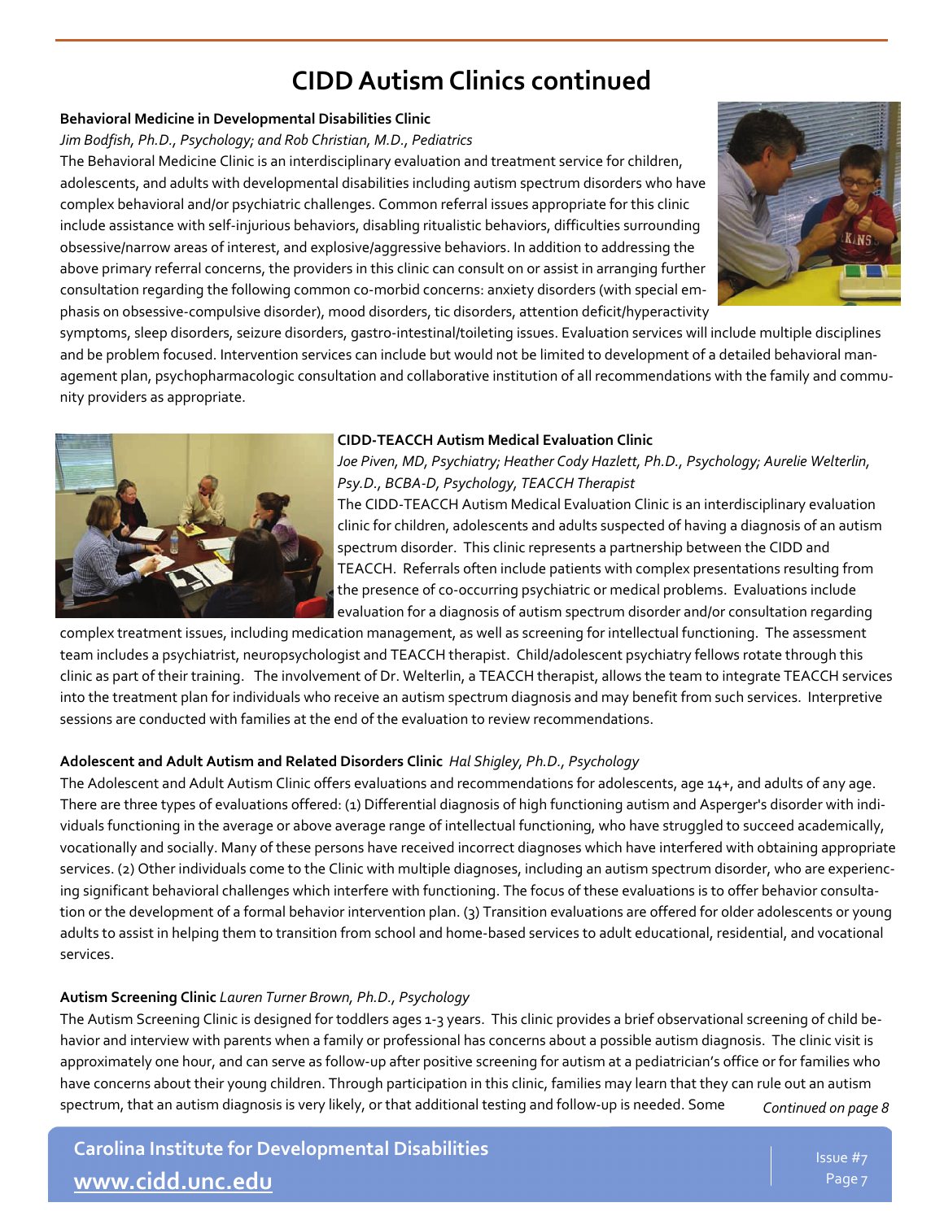# CIDD Autism Clinics continued

**Behavioral Medicine in Developmental Disabilities Clinic**

*Jim Bodfish, Ph.D., Psychology; and Rob Christian, M.D., Pediatrics*

The Behavioral Medicine Clinic is an interdisciplinary evaluation and treatment service for children, adolescents, and adults with developmental disabilities including autism spectrum disorders who have complex behavioral and/or psychiatric challenges. Common referral issues appropriate for this clinic include assistance with self-injurious behaviors, disabling ritualistic behaviors, difficulties surrounding obsessive/narrow areas of interest, and explosive/aggressive behaviors. In addition to addressing the above primary referral concerns, the providers in this clinic can consult on or assist in arranging further consultation regarding the following common co-morbid concerns: anxiety disorders (with special emphasis on obsessive-compulsive disorder), mood disorders, tic disorders, attention deficit/hyperactivity symptoms, sleep disorders, seizure disorders, gastro-intestinal/toileting issues. Evaluation services will include multiple disciplines and be problem focused. Intervention services can include but would not be limited to development of a detailed behavioral management plan, psychopharmacologic consultation and collaborative institution of all recommendations with the family and community providers as appropriate.

**CIDD-TEACCH Autism Medical Evaluation Clinic**

*Joe Piven, MD, Psychiatry; Heather Cody Hazlett, Ph.D., Psychology; Aurelie Welterlin, Psy.D., BCBA-D, Psychology, TEACCH Therapist*

The CIDD-TEACCH Autism Medical Evaluation Clinic is an interdisciplinary evaluation clinic for children, adolescents and adults suspected of having a diagnosis of an autism spectrum disorder. This clinic represents a partnership between the CIDD and TEACCH. Referrals often include patients with complex presentations resulting from the presence of co-occurring psychiatric or medical problems. Evaluations include evaluation for a diagnosis of autism spectrum disorder and/or consultation regarding complex treatment issues, including medication management, as well as screening for intellectual functioning. The assessment team includes a psychiatrist, neuropsychologist and TEACCH therapist. Child/adolescent psychiatry fellows rotate through this clinic as part of their training. The involvement of Dr. Welterlin, a TEACCH therapist, allows the team to integrate TEACCH services into the treatment plan for individuals who receive an autism spectrum diagnosis and may benefit from such services. Interpretive sessions are conducted with families at the end of the evaluation to review recommendations.

**Adolescent and Adult Autism and Related Disorders Clinic** *Hal Shigley, Ph.D., Psychology*

The Adolescent and Adult Autism Clinic offers evaluations and recommendations for adolescents, age 14+, and adults of any age. There are three types of evaluations offered: (1) Differential diagnosis of high functioning autism and Asperger's disorder with individuals functioning in the average or above average range of intellectual functioning, who have struggled to succeed academically, vocationally and socially. Many of these persons have received incorrect diagnoses which have interfered with obtaining appropriate services. (2) Other individuals come to the Clinic with multiple diagnoses, including an autism spectrum disorder, who are experiencing significant behavioral challenges which interfere with functioning. The focus of these evaluations is to offer behavior consultation or the development of a formal behavior intervention plan. (3) Transition evaluations are offered for older adolescents or young adults to assist in helping them to transition from school and home-based services to adult educational, residential, and vocational services.

**Autism Screening Clinic** *Lauren Turner Brown, Ph.D., Psychology*

The Autism Screening Clinic is designed for toddlers ages 1-3 years. This clinic provides a brief observational screening of child behavior and interview with parents when a family or professional has concerns about a possible autism diagnosis. The clinic visit is approximately one hour, and can serve as follow-up after positive screening for autism at a pediatrician's office or for families who have concerns about their young children. Through participation in this clinic, families may learn that they can rule out an autism spectrum, that an autism diagnosis is very likely, or that additional testing and follow-up is needed. Some

*Continued on page 8*

**Carolina Institute for Developmental Disabilities**
**www.cidd.unc.edu**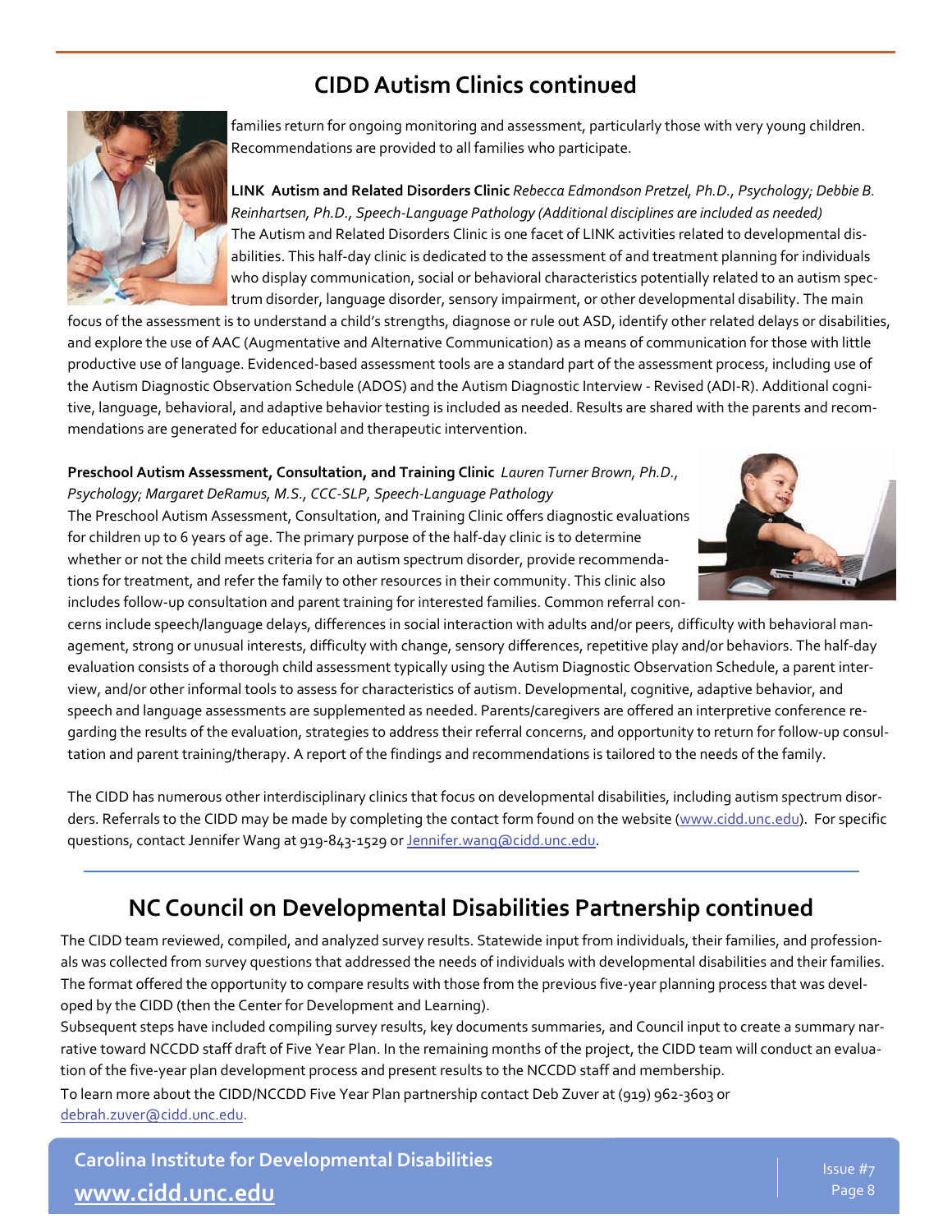## CIDD Autism Clinics continued

families return for ongoing monitoring and assessment, particularly those with very young children. Recommendations are provided to all families who participate.

**LINK Autism and Related Disorders Clinic** *Rebecca Edmondson Pretzel, Ph.D., Psychology; Debbie B. Reinhartsen, Ph.D., Speech-Language Pathology (Additional disciplines are included as needed)*
The Autism and Related Disorders Clinic is one facet of LINK activities related to developmental disabilities. This half-day clinic is dedicated to the assessment of and treatment planning for individuals who display communication, social or behavioral characteristics potentially related to an autism spectrum disorder, language disorder, sensory impairment, or other developmental disability. The main focus of the assessment is to understand a child's strengths, diagnose or rule out ASD, identify other related delays or disabilities, and explore the use of AAC (Augmentative and Alternative Communication) as a means of communication for those with little productive use of language. Evidenced-based assessment tools are a standard part of the assessment process, including use of the Autism Diagnostic Observation Schedule (ADOS) and the Autism Diagnostic Interview - Revised (ADI-R). Additional cognitive, language, behavioral, and adaptive behavior testing is included as needed. Results are shared with the parents and recommendations are generated for educational and therapeutic intervention.

**Preschool Autism Assessment, Consultation, and Training Clinic** *Lauren Turner Brown, Ph.D., Psychology; Margaret DeRamus, M.S., CCC-SLP, Speech-Language Pathology*
The Preschool Autism Assessment, Consultation, and Training Clinic offers diagnostic evaluations for children up to 6 years of age. The primary purpose of the half-day clinic is to determine whether or not the child meets criteria for an autism spectrum disorder, provide recommendations for treatment, and refer the family to other resources in their community. This clinic also includes follow-up consultation and parent training for interested families. Common referral concerns include speech/language delays, differences in social interaction with adults and/or peers, difficulty with behavioral management, strong or unusual interests, difficulty with change, sensory differences, repetitive play and/or behaviors. The half-day evaluation consists of a thorough child assessment typically using the Autism Diagnostic Observation Schedule, a parent interview, and/or other informal tools to assess for characteristics of autism. Developmental, cognitive, adaptive behavior, and speech and language assessments are supplemented as needed. Parents/caregivers are offered an interpretive conference regarding the results of the evaluation, strategies to address their referral concerns, and opportunity to return for follow-up consultation and parent training/therapy. A report of the findings and recommendations is tailored to the needs of the family.

The CIDD has numerous other interdisciplinary clinics that focus on developmental disabilities, including autism spectrum disorders. Referrals to the CIDD may be made by completing the contact form found on the website (www.cidd.unc.edu). For specific questions, contact Jennifer Wang at 919-843-1529 or Jennifer.wang@cidd.unc.edu.

## NC Council on Developmental Disabilities Partnership continued

The CIDD team reviewed, compiled, and analyzed survey results. Statewide input from individuals, their families, and professionals was collected from survey questions that addressed the needs of individuals with developmental disabilities and their families. The format offered the opportunity to compare results with those from the previous five-year planning process that was developed by the CIDD (then the Center for Development and Learning).

Subsequent steps have included compiling survey results, key documents summaries, and Council input to create a summary narrative toward NCCDD staff draft of Five Year Plan. In the remaining months of the project, the CIDD team will conduct an evaluation of the five-year plan development process and present results to the NCCDD staff and membership.

To learn more about the CIDD/NCCDD Five Year Plan partnership contact Deb Zuver at (919) 962-3603 or debrah.zuver@cidd.unc.edu.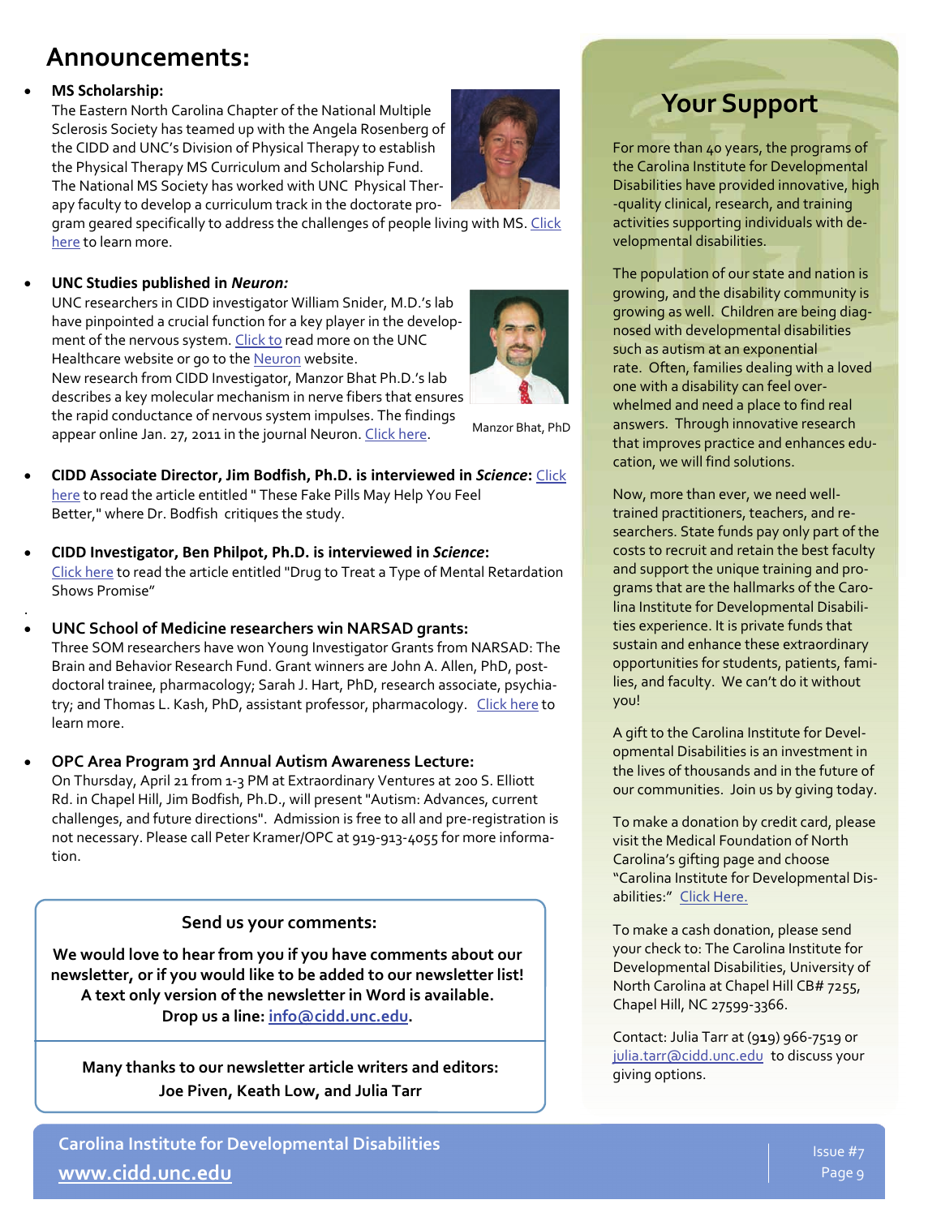## Announcements:

- **MS Scholarship:**
  The Eastern North Carolina Chapter of the National Multiple Sclerosis Society has teamed up with the Angela Rosenberg of the CIDD and UNC's Division of Physical Therapy to establish the Physical Therapy MS Curriculum and Scholarship Fund. The National MS Society has worked with UNC Physical Therapy faculty to develop a curriculum track in the doctorate program geared specifically to address the challenges of people living with MS. Click here to learn more.

- **UNC Studies published in *Neuron:***
  UNC researchers in CIDD investigator William Snider, M.D.'s lab have pinpointed a crucial function for a key player in the development of the nervous system. Click to read more on the UNC Healthcare website or go to the Neuron website.
  New research from CIDD Investigator, Manzor Bhat Ph.D.'s lab describes a key molecular mechanism in nerve fibers that ensures the rapid conductance of nervous system impulses. The findings appear online Jan. 27, 2011 in the journal Neuron. Click here.

  Manzor Bhat, PhD

- **CIDD Associate Director, Jim Bodfish, Ph.D. is interviewed in *Science*:** Click here to read the article entitled " These Fake Pills May Help You Feel Better," where Dr. Bodfish critiques the study.

- **CIDD Investigator, Ben Philpot, Ph.D. is interviewed in *Science*:**
  Click here to read the article entitled "Drug to Treat a Type of Mental Retardation Shows Promise"

- **UNC School of Medicine researchers win NARSAD grants:**
  Three SOM researchers have won Young Investigator Grants from NARSAD: The Brain and Behavior Research Fund. Grant winners are John A. Allen, PhD, postdoctoral trainee, pharmacology; Sarah J. Hart, PhD, research associate, psychiatry; and Thomas L. Kash, PhD, assistant professor, pharmacology. Click here to learn more.

- **OPC Area Program 3rd Annual Autism Awareness Lecture:**
  On Thursday, April 21 from 1-3 PM at Extraordinary Ventures at 200 S. Elliott Rd. in Chapel Hill, Jim Bodfish, Ph.D., will present "Autism: Advances, current challenges, and future directions". Admission is free to all and pre-registration is not necessary. Please call Peter Kramer/OPC at 919-913-4055 for more information.

### Send us your comments:

**We would love to hear from you if you have comments about our newsletter, or if you would like to be added to our newsletter list! A text only version of the newsletter in Word is available. Drop us a line: info@cidd.unc.edu.**

**Many thanks to our newsletter article writers and editors: Joe Piven, Keath Low, and Julia Tarr**

## Your Support

For more than 40 years, the programs of the Carolina Institute for Developmental Disabilities have provided innovative, high-quality clinical, research, and training activities supporting individuals with developmental disabilities.

The population of our state and nation is growing, and the disability community is growing as well. Children are being diagnosed with developmental disabilities such as autism at an exponential rate. Often, families dealing with a loved one with a disability can feel overwhelmed and need a place to find real answers. Through innovative research that improves practice and enhances education, we will find solutions.

Now, more than ever, we need well-trained practitioners, teachers, and researchers. State funds pay only part of the costs to recruit and retain the best faculty and support the unique training and programs that are the hallmarks of the Carolina Institute for Developmental Disabilities experience. It is private funds that sustain and enhance these extraordinary opportunities for students, patients, families, and faculty. We can't do it without you!

A gift to the Carolina Institute for Developmental Disabilities is an investment in the lives of thousands and in the future of our communities. Join us by giving today.

To make a donation by credit card, please visit the Medical Foundation of North Carolina's gifting page and choose "Carolina Institute for Developmental Disabilities:" Click Here.

To make a cash donation, please send your check to: The Carolina Institute for Developmental Disabilities, University of North Carolina at Chapel Hill CB# 7255, Chapel Hill, NC 27599-3366.

Contact: Julia Tarr at (919) 966-7519 or julia.tarr@cidd.unc.edu to discuss your giving options.

Carolina Institute for Developmental Disabilities
www.cidd.unc.edu